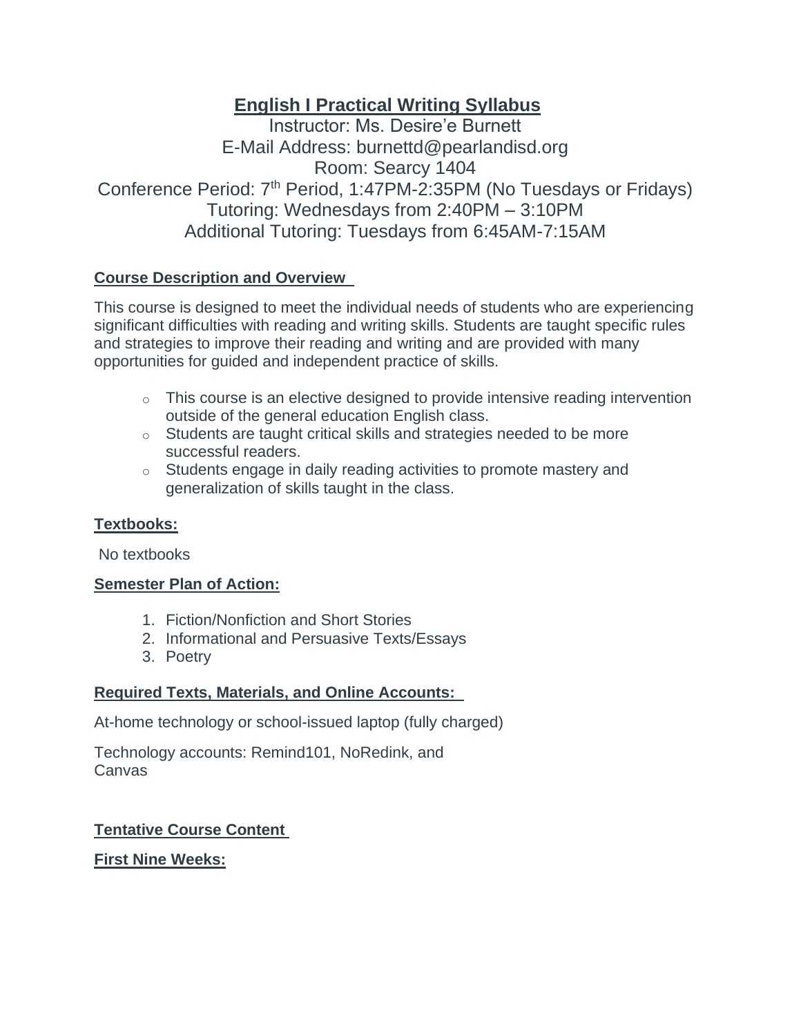# English I Practical Writing Syllabus

Instructor: Ms. Desire'e Burnett
E-Mail Address: burnettd@pearlandisd.org
Room: Searcy 1404
Conference Period: 7th Period, 1:47PM-2:35PM (No Tuesdays or Fridays)
Tutoring: Wednesdays from 2:40PM – 3:10PM
Additional Tutoring: Tuesdays from 6:45AM-7:15AM

## Course Description and Overview

This course is designed to meet the individual needs of students who are experiencing significant difficulties with reading and writing skills. Students are taught specific rules and strategies to improve their reading and writing and are provided with many opportunities for guided and independent practice of skills.

- This course is an elective designed to provide intensive reading intervention outside of the general education English class.
- Students are taught critical skills and strategies needed to be more successful readers.
- Students engage in daily reading activities to promote mastery and generalization of skills taught in the class.

## Textbooks:

No textbooks

## Semester Plan of Action:

1. Fiction/Nonfiction and Short Stories
2. Informational and Persuasive Texts/Essays
3. Poetry

## Required Texts, Materials, and Online Accounts:

At-home technology or school-issued laptop (fully charged)

Technology accounts: Remind101, NoRedink, and Canvas

## Tentative Course Content

### First Nine Weeks: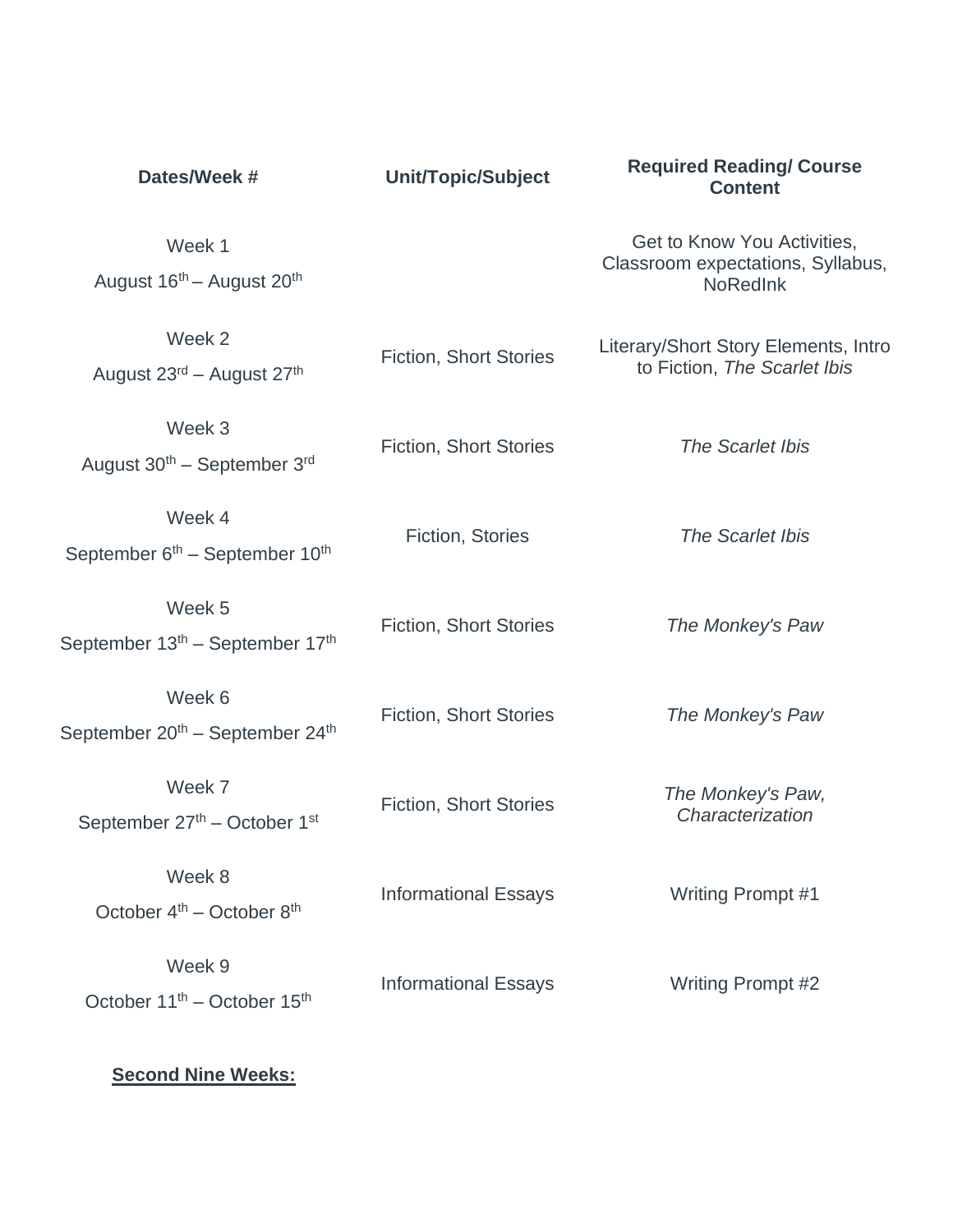| Dates/Week # | Unit/Topic/Subject | Required Reading/ Course Content |
|---|---|---|
| Week 1<br>August 16th – August 20th | | Get to Know You Activities, Classroom expectations, Syllabus, NoRedInk |
| Week 2<br>August 23rd – August 27th | Fiction, Short Stories | Literary/Short Story Elements, Intro to Fiction, *The Scarlet Ibis* |
| Week 3<br>August 30th – September 3rd | Fiction, Short Stories | *The Scarlet Ibis* |
| Week 4<br>September 6th – September 10th | Fiction, Stories | *The Scarlet Ibis* |
| Week 5<br>September 13th – September 17th | Fiction, Short Stories | *The Monkey's Paw* |
| Week 6<br>September 20th – September 24th | Fiction, Short Stories | *The Monkey's Paw* |
| Week 7<br>September 27th – October 1st | Fiction, Short Stories | *The Monkey's Paw, Characterization* |
| Week 8<br>October 4th – October 8th | Informational Essays | Writing Prompt #1 |
| Week 9<br>October 11th – October 15th | Informational Essays | Writing Prompt #2 |

**<u>Second Nine Weeks:</u>**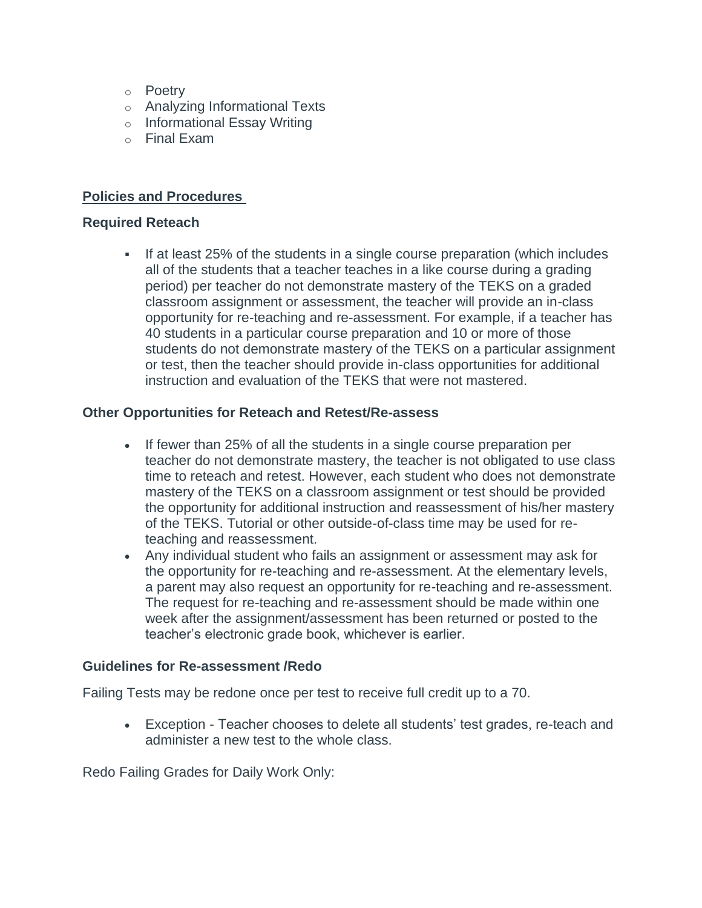- Poetry
- Analyzing Informational Texts
- Informational Essay Writing
- Final Exam

## Policies and Procedures

### Required Reteach

- If at least 25% of the students in a single course preparation (which includes all of the students that a teacher teaches in a like course during a grading period) per teacher do not demonstrate mastery of the TEKS on a graded classroom assignment or assessment, the teacher will provide an in-class opportunity for re-teaching and re-assessment. For example, if a teacher has 40 students in a particular course preparation and 10 or more of those students do not demonstrate mastery of the TEKS on a particular assignment or test, then the teacher should provide in-class opportunities for additional instruction and evaluation of the TEKS that were not mastered.

### Other Opportunities for Reteach and Retest/Re-assess

- If fewer than 25% of all the students in a single course preparation per teacher do not demonstrate mastery, the teacher is not obligated to use class time to reteach and retest. However, each student who does not demonstrate mastery of the TEKS on a classroom assignment or test should be provided the opportunity for additional instruction and reassessment of his/her mastery of the TEKS. Tutorial or other outside-of-class time may be used for re-teaching and reassessment.
- Any individual student who fails an assignment or assessment may ask for the opportunity for re-teaching and re-assessment. At the elementary levels, a parent may also request an opportunity for re-teaching and re-assessment. The request for re-teaching and re-assessment should be made within one week after the assignment/assessment has been returned or posted to the teacher's electronic grade book, whichever is earlier.

### Guidelines for Re-assessment /Redo

Failing Tests may be redone once per test to receive full credit up to a 70.

- Exception - Teacher chooses to delete all students' test grades, re-teach and administer a new test to the whole class.

Redo Failing Grades for Daily Work Only: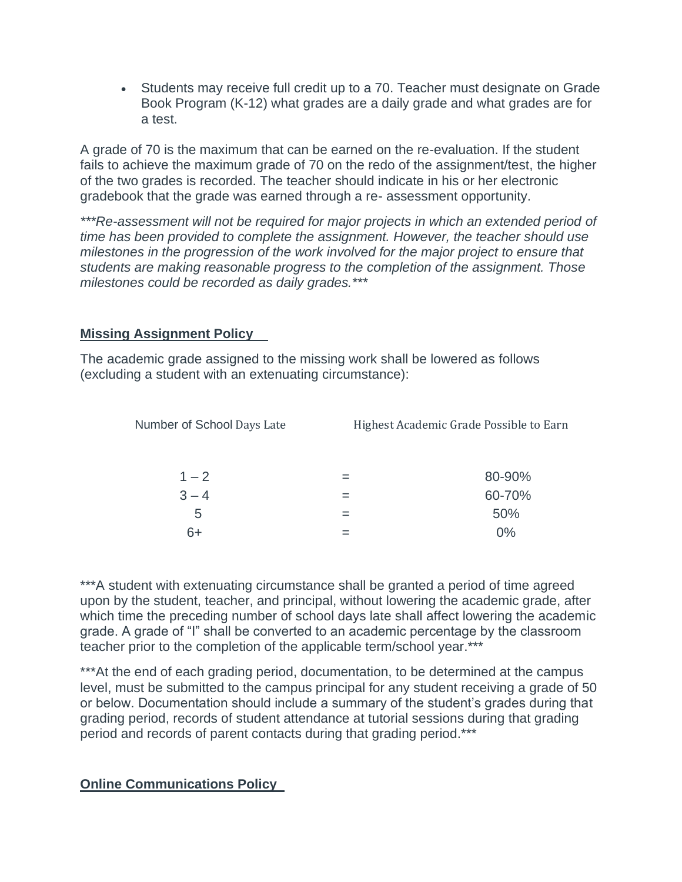- Students may receive full credit up to a 70. Teacher must designate on Grade Book Program (K-12) what grades are a daily grade and what grades are for a test.

A grade of 70 is the maximum that can be earned on the re-evaluation. If the student fails to achieve the maximum grade of 70 on the redo of the assignment/test, the higher of the two grades is recorded. The teacher should indicate in his or her electronic gradebook that the grade was earned through a re- assessment opportunity.

****Re-assessment will not be required for major projects in which an extended period of time has been provided to complete the assignment. However, the teacher should use milestones in the progression of the work involved for the major project to ensure that students are making reasonable progress to the completion of the assignment. Those milestones could be recorded as daily grades.****

## Missing Assignment Policy

The academic grade assigned to the missing work shall be lowered as follows (excluding a student with an extenuating circumstance):

| Number of School Days Late | | Highest Academic Grade Possible to Earn |
|---|---|---|
| 1 – 2 | = | 80-90% |
| 3 – 4 | = | 60-70% |
| 5 | = | 50% |
| 6+ | = | 0% |

***A student with extenuating circumstance shall be granted a period of time agreed upon by the student, teacher, and principal, without lowering the academic grade, after which time the preceding number of school days late shall affect lowering the academic grade. A grade of "I" shall be converted to an academic percentage by the classroom teacher prior to the completion of the applicable term/school year.***

***At the end of each grading period, documentation, to be determined at the campus level, must be submitted to the campus principal for any student receiving a grade of 50 or below. Documentation should include a summary of the student's grades during that grading period, records of student attendance at tutorial sessions during that grading period and records of parent contacts during that grading period.***

## Online Communications Policy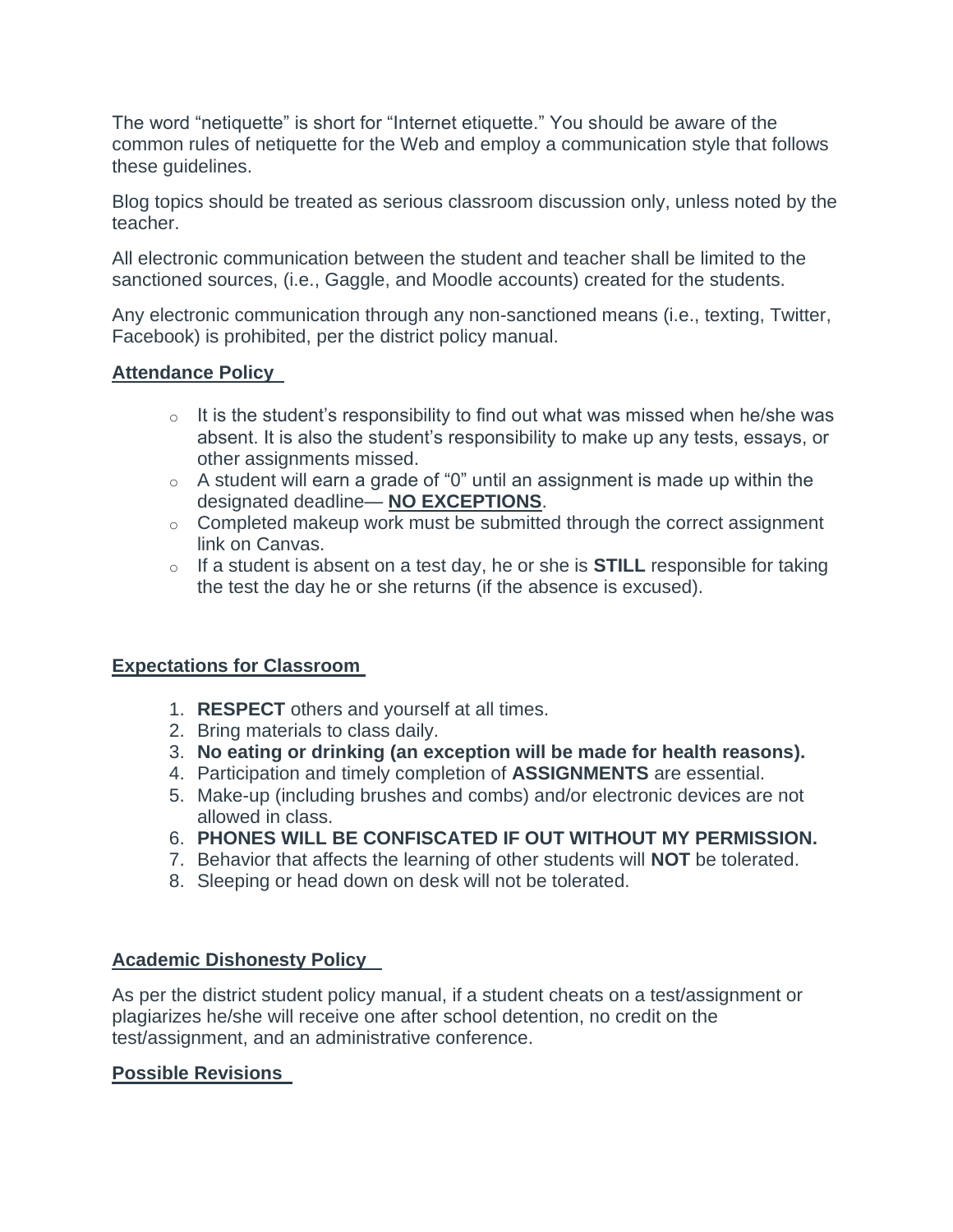The word "netiquette" is short for "Internet etiquette." You should be aware of the common rules of netiquette for the Web and employ a communication style that follows these guidelines.

Blog topics should be treated as serious classroom discussion only, unless noted by the teacher.

All electronic communication between the student and teacher shall be limited to the sanctioned sources, (i.e., Gaggle, and Moodle accounts) created for the students.

Any electronic communication through any non-sanctioned means (i.e., texting, Twitter, Facebook) is prohibited, per the district policy manual.

## Attendance Policy

- It is the student's responsibility to find out what was missed when he/she was absent. It is also the student's responsibility to make up any tests, essays, or other assignments missed.
- A student will earn a grade of "0" until an assignment is made up within the designated deadline— **NO EXCEPTIONS**.
- Completed makeup work must be submitted through the correct assignment link on Canvas.
- If a student is absent on a test day, he or she is **STILL** responsible for taking the test the day he or she returns (if the absence is excused).

## Expectations for Classroom

1. **RESPECT** others and yourself at all times.
2. Bring materials to class daily.
3. **No eating or drinking (an exception will be made for health reasons).**
4. Participation and timely completion of **ASSIGNMENTS** are essential.
5. Make-up (including brushes and combs) and/or electronic devices are not allowed in class.
6. **PHONES WILL BE CONFISCATED IF OUT WITHOUT MY PERMISSION.**
7. Behavior that affects the learning of other students will **NOT** be tolerated.
8. Sleeping or head down on desk will not be tolerated.

## Academic Dishonesty Policy

As per the district student policy manual, if a student cheats on a test/assignment or plagiarizes he/she will receive one after school detention, no credit on the test/assignment, and an administrative conference.

## Possible Revisions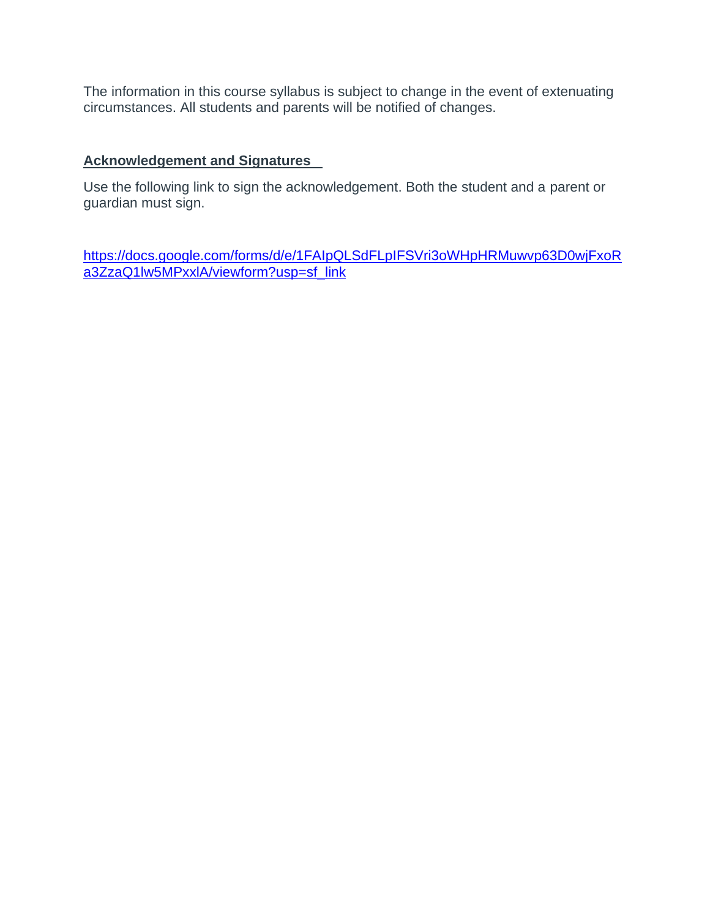The information in this course syllabus is subject to change in the event of extenuating circumstances. All students and parents will be notified of changes.

**Acknowledgement and Signatures**

Use the following link to sign the acknowledgement. Both the student and a parent or guardian must sign.

https://docs.google.com/forms/d/e/1FAIpQLSdFLpIFSVri3oWHpHRMuwvp63D0wjFxoRa3ZzaQ1lw5MPxxlA/viewform?usp=sf_link